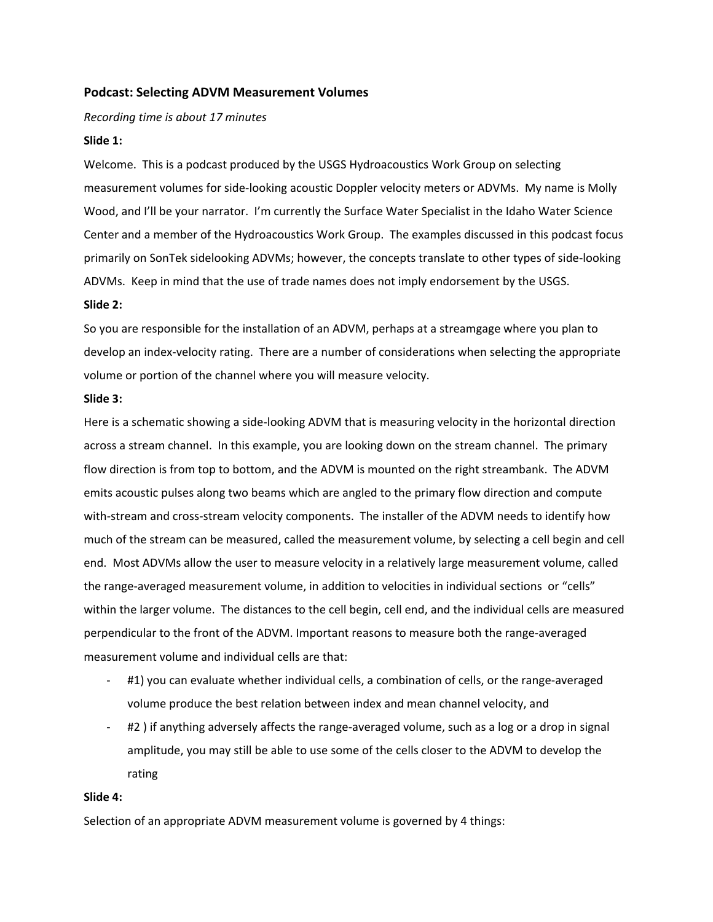## Podcast: Selecting ADVM Measurement Volumes

*Recording time is about 17 minutes*

**Slide 1:**

Welcome. This is a podcast produced by the USGS Hydroacoustics Work Group on selecting measurement volumes for side-looking acoustic Doppler velocity meters or ADVMs. My name is Molly Wood, and I'll be your narrator. I'm currently the Surface Water Specialist in the Idaho Water Science Center and a member of the Hydroacoustics Work Group. The examples discussed in this podcast focus primarily on SonTek sidelooking ADVMs; however, the concepts translate to other types of side-looking ADVMs. Keep in mind that the use of trade names does not imply endorsement by the USGS.

**Slide 2:**

So you are responsible for the installation of an ADVM, perhaps at a streamgage where you plan to develop an index-velocity rating. There are a number of considerations when selecting the appropriate volume or portion of the channel where you will measure velocity.

**Slide 3:**

Here is a schematic showing a side-looking ADVM that is measuring velocity in the horizontal direction across a stream channel. In this example, you are looking down on the stream channel. The primary flow direction is from top to bottom, and the ADVM is mounted on the right streambank. The ADVM emits acoustic pulses along two beams which are angled to the primary flow direction and compute with-stream and cross-stream velocity components. The installer of the ADVM needs to identify how much of the stream can be measured, called the measurement volume, by selecting a cell begin and cell end. Most ADVMs allow the user to measure velocity in a relatively large measurement volume, called the range-averaged measurement volume, in addition to velocities in individual sections or "cells" within the larger volume. The distances to the cell begin, cell end, and the individual cells are measured perpendicular to the front of the ADVM. Important reasons to measure both the range-averaged measurement volume and individual cells are that:

- #1) you can evaluate whether individual cells, a combination of cells, or the range-averaged volume produce the best relation between index and mean channel velocity, and
- #2 ) if anything adversely affects the range-averaged volume, such as a log or a drop in signal amplitude, you may still be able to use some of the cells closer to the ADVM to develop the rating

**Slide 4:**

Selection of an appropriate ADVM measurement volume is governed by 4 things: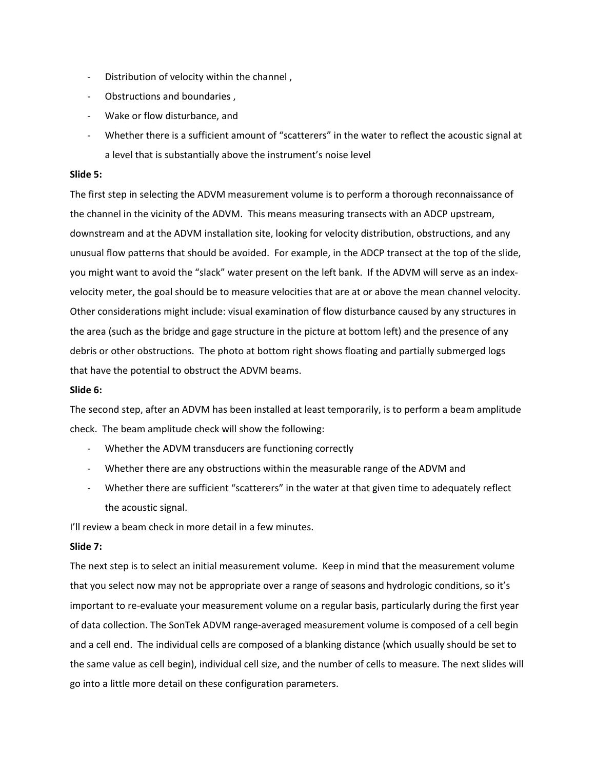- Distribution of velocity within the channel ,
- Obstructions and boundaries ,
- Wake or flow disturbance, and
- Whether there is a sufficient amount of "scatterers" in the water to reflect the acoustic signal at a level that is substantially above the instrument's noise level

**Slide 5:**

The first step in selecting the ADVM measurement volume is to perform a thorough reconnaissance of the channel in the vicinity of the ADVM. This means measuring transects with an ADCP upstream, downstream and at the ADVM installation site, looking for velocity distribution, obstructions, and any unusual flow patterns that should be avoided. For example, in the ADCP transect at the top of the slide, you might want to avoid the "slack" water present on the left bank. If the ADVM will serve as an index-velocity meter, the goal should be to measure velocities that are at or above the mean channel velocity. Other considerations might include: visual examination of flow disturbance caused by any structures in the area (such as the bridge and gage structure in the picture at bottom left) and the presence of any debris or other obstructions. The photo at bottom right shows floating and partially submerged logs that have the potential to obstruct the ADVM beams.

**Slide 6:**

The second step, after an ADVM has been installed at least temporarily, is to perform a beam amplitude check. The beam amplitude check will show the following:

- Whether the ADVM transducers are functioning correctly
- Whether there are any obstructions within the measurable range of the ADVM and
- Whether there are sufficient "scatterers" in the water at that given time to adequately reflect the acoustic signal.

I'll review a beam check in more detail in a few minutes.

**Slide 7:**

The next step is to select an initial measurement volume. Keep in mind that the measurement volume that you select now may not be appropriate over a range of seasons and hydrologic conditions, so it's important to re-evaluate your measurement volume on a regular basis, particularly during the first year of data collection. The SonTek ADVM range-averaged measurement volume is composed of a cell begin and a cell end. The individual cells are composed of a blanking distance (which usually should be set to the same value as cell begin), individual cell size, and the number of cells to measure. The next slides will go into a little more detail on these configuration parameters.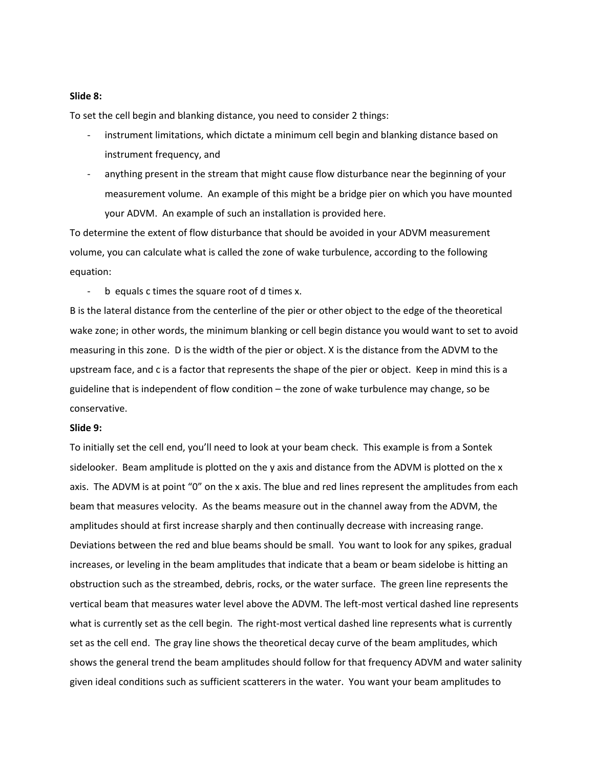**Slide 8:**

To set the cell begin and blanking distance, you need to consider 2 things:

- instrument limitations, which dictate a minimum cell begin and blanking distance based on instrument frequency, and
- anything present in the stream that might cause flow disturbance near the beginning of your measurement volume. An example of this might be a bridge pier on which you have mounted your ADVM. An example of such an installation is provided here.

To determine the extent of flow disturbance that should be avoided in your ADVM measurement volume, you can calculate what is called the zone of wake turbulence, according to the following equation:

- b equals c times the square root of d times x.

B is the lateral distance from the centerline of the pier or other object to the edge of the theoretical wake zone; in other words, the minimum blanking or cell begin distance you would want to set to avoid measuring in this zone. D is the width of the pier or object. X is the distance from the ADVM to the upstream face, and c is a factor that represents the shape of the pier or object. Keep in mind this is a guideline that is independent of flow condition – the zone of wake turbulence may change, so be conservative.

**Slide 9:**

To initially set the cell end, you'll need to look at your beam check. This example is from a Sontek sidelooker. Beam amplitude is plotted on the y axis and distance from the ADVM is plotted on the x axis. The ADVM is at point "0" on the x axis. The blue and red lines represent the amplitudes from each beam that measures velocity. As the beams measure out in the channel away from the ADVM, the amplitudes should at first increase sharply and then continually decrease with increasing range. Deviations between the red and blue beams should be small. You want to look for any spikes, gradual increases, or leveling in the beam amplitudes that indicate that a beam or beam sidelobe is hitting an obstruction such as the streambed, debris, rocks, or the water surface. The green line represents the vertical beam that measures water level above the ADVM. The left-most vertical dashed line represents what is currently set as the cell begin. The right-most vertical dashed line represents what is currently set as the cell end. The gray line shows the theoretical decay curve of the beam amplitudes, which shows the general trend the beam amplitudes should follow for that frequency ADVM and water salinity given ideal conditions such as sufficient scatterers in the water. You want your beam amplitudes to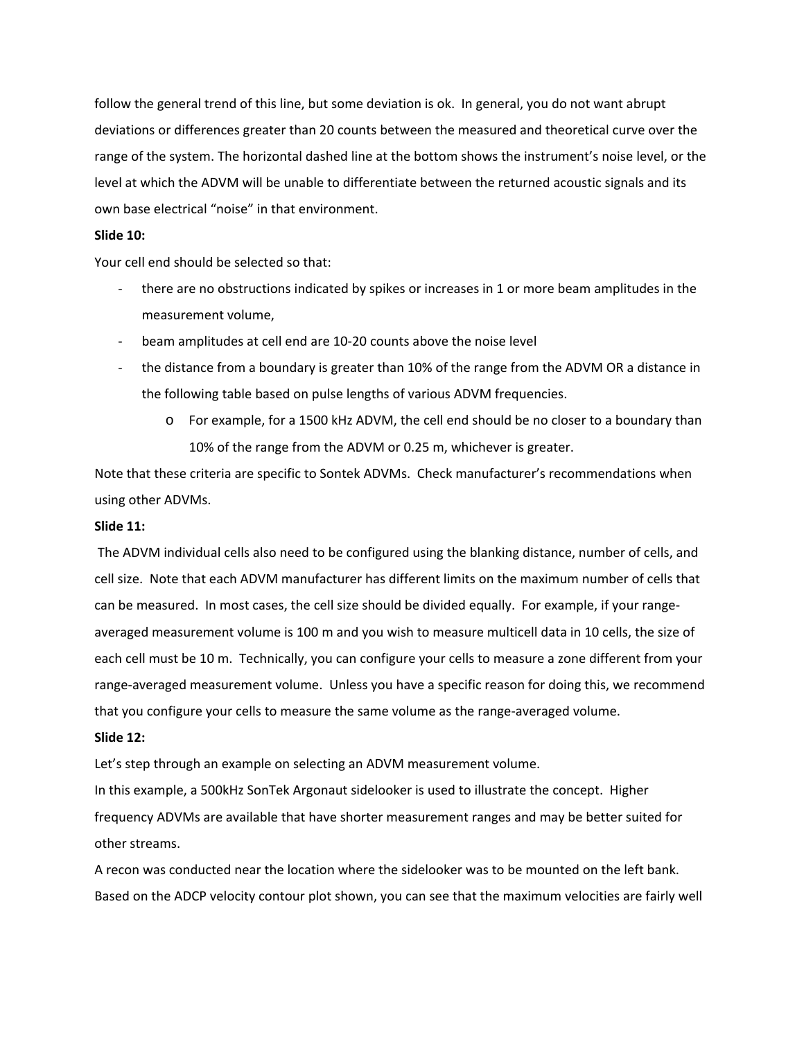follow the general trend of this line, but some deviation is ok. In general, you do not want abrupt deviations or differences greater than 20 counts between the measured and theoretical curve over the range of the system. The horizontal dashed line at the bottom shows the instrument's noise level, or the level at which the ADVM will be unable to differentiate between the returned acoustic signals and its own base electrical "noise" in that environment.

**Slide 10:**

Your cell end should be selected so that:

- there are no obstructions indicated by spikes or increases in 1 or more beam amplitudes in the measurement volume,
- beam amplitudes at cell end are 10-20 counts above the noise level
- the distance from a boundary is greater than 10% of the range from the ADVM OR a distance in the following table based on pulse lengths of various ADVM frequencies.
    - For example, for a 1500 kHz ADVM, the cell end should be no closer to a boundary than 10% of the range from the ADVM or 0.25 m, whichever is greater.

Note that these criteria are specific to Sontek ADVMs. Check manufacturer's recommendations when using other ADVMs.

**Slide 11:**

The ADVM individual cells also need to be configured using the blanking distance, number of cells, and cell size. Note that each ADVM manufacturer has different limits on the maximum number of cells that can be measured. In most cases, the cell size should be divided equally. For example, if your range-averaged measurement volume is 100 m and you wish to measure multicell data in 10 cells, the size of each cell must be 10 m. Technically, you can configure your cells to measure a zone different from your range-averaged measurement volume. Unless you have a specific reason for doing this, we recommend that you configure your cells to measure the same volume as the range-averaged volume.

**Slide 12:**

Let's step through an example on selecting an ADVM measurement volume.

In this example, a 500kHz SonTek Argonaut sidelooker is used to illustrate the concept. Higher frequency ADVMs are available that have shorter measurement ranges and may be better suited for other streams.

A recon was conducted near the location where the sidelooker was to be mounted on the left bank. Based on the ADCP velocity contour plot shown, you can see that the maximum velocities are fairly well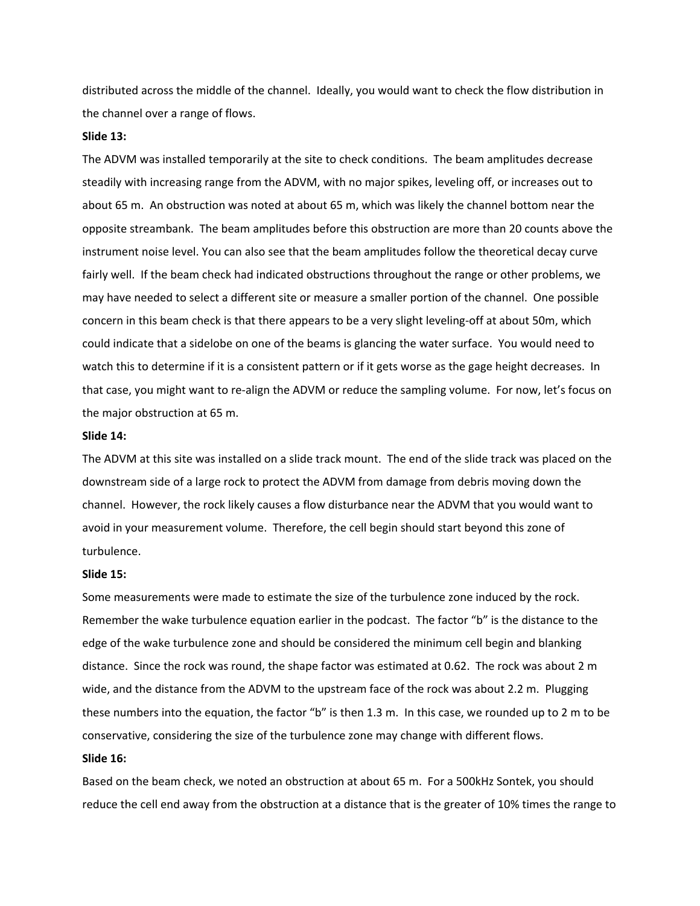distributed across the middle of the channel. Ideally, you would want to check the flow distribution in the channel over a range of flows.

**Slide 13:**

The ADVM was installed temporarily at the site to check conditions. The beam amplitudes decrease steadily with increasing range from the ADVM, with no major spikes, leveling off, or increases out to about 65 m. An obstruction was noted at about 65 m, which was likely the channel bottom near the opposite streambank. The beam amplitudes before this obstruction are more than 20 counts above the instrument noise level. You can also see that the beam amplitudes follow the theoretical decay curve fairly well. If the beam check had indicated obstructions throughout the range or other problems, we may have needed to select a different site or measure a smaller portion of the channel. One possible concern in this beam check is that there appears to be a very slight leveling-off at about 50m, which could indicate that a sidelobe on one of the beams is glancing the water surface. You would need to watch this to determine if it is a consistent pattern or if it gets worse as the gage height decreases. In that case, you might want to re-align the ADVM or reduce the sampling volume. For now, let's focus on the major obstruction at 65 m.

**Slide 14:**

The ADVM at this site was installed on a slide track mount. The end of the slide track was placed on the downstream side of a large rock to protect the ADVM from damage from debris moving down the channel. However, the rock likely causes a flow disturbance near the ADVM that you would want to avoid in your measurement volume. Therefore, the cell begin should start beyond this zone of turbulence.

**Slide 15:**

Some measurements were made to estimate the size of the turbulence zone induced by the rock. Remember the wake turbulence equation earlier in the podcast. The factor "b" is the distance to the edge of the wake turbulence zone and should be considered the minimum cell begin and blanking distance. Since the rock was round, the shape factor was estimated at 0.62. The rock was about 2 m wide, and the distance from the ADVM to the upstream face of the rock was about 2.2 m. Plugging these numbers into the equation, the factor "b" is then 1.3 m. In this case, we rounded up to 2 m to be conservative, considering the size of the turbulence zone may change with different flows.

**Slide 16:**

Based on the beam check, we noted an obstruction at about 65 m. For a 500kHz Sontek, you should reduce the cell end away from the obstruction at a distance that is the greater of 10% times the range to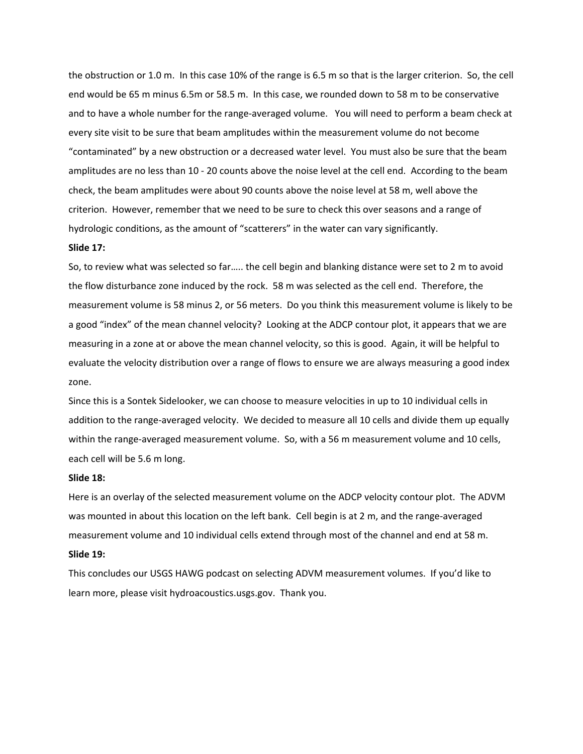the obstruction or 1.0 m. In this case 10% of the range is 6.5 m so that is the larger criterion. So, the cell end would be 65 m minus 6.5m or 58.5 m. In this case, we rounded down to 58 m to be conservative and to have a whole number for the range-averaged volume. You will need to perform a beam check at every site visit to be sure that beam amplitudes within the measurement volume do not become "contaminated" by a new obstruction or a decreased water level. You must also be sure that the beam amplitudes are no less than 10 - 20 counts above the noise level at the cell end. According to the beam check, the beam amplitudes were about 90 counts above the noise level at 58 m, well above the criterion. However, remember that we need to be sure to check this over seasons and a range of hydrologic conditions, as the amount of "scatterers" in the water can vary significantly.

**Slide 17:**

So, to review what was selected so far….. the cell begin and blanking distance were set to 2 m to avoid the flow disturbance zone induced by the rock. 58 m was selected as the cell end. Therefore, the measurement volume is 58 minus 2, or 56 meters. Do you think this measurement volume is likely to be a good "index" of the mean channel velocity? Looking at the ADCP contour plot, it appears that we are measuring in a zone at or above the mean channel velocity, so this is good. Again, it will be helpful to evaluate the velocity distribution over a range of flows to ensure we are always measuring a good index zone.

Since this is a Sontek Sidelooker, we can choose to measure velocities in up to 10 individual cells in addition to the range-averaged velocity. We decided to measure all 10 cells and divide them up equally within the range-averaged measurement volume. So, with a 56 m measurement volume and 10 cells, each cell will be 5.6 m long.

**Slide 18:**

Here is an overlay of the selected measurement volume on the ADCP velocity contour plot. The ADVM was mounted in about this location on the left bank. Cell begin is at 2 m, and the range-averaged measurement volume and 10 individual cells extend through most of the channel and end at 58 m.

**Slide 19:**

This concludes our USGS HAWG podcast on selecting ADVM measurement volumes. If you'd like to learn more, please visit hydroacoustics.usgs.gov. Thank you.